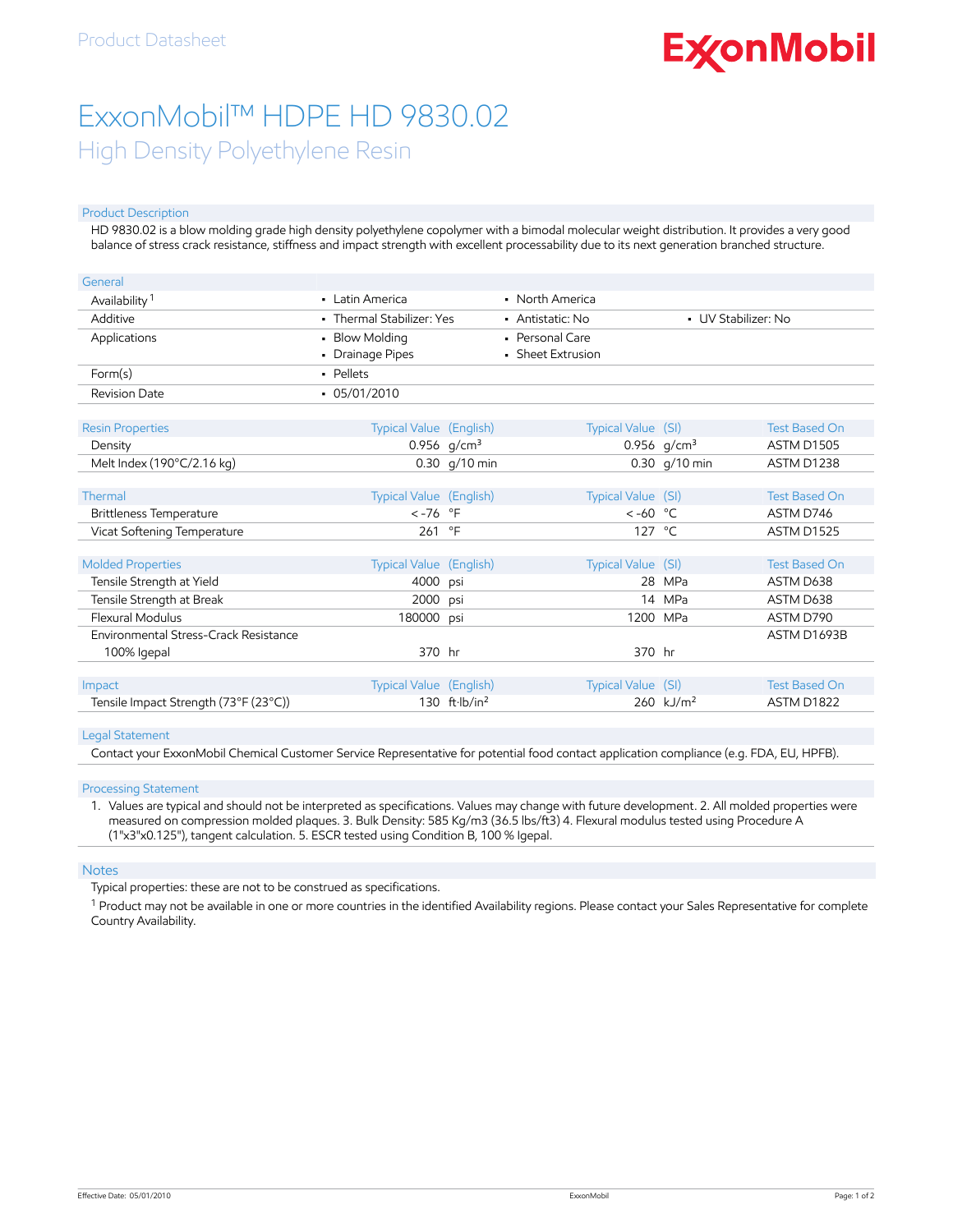Product Datasheet

# ExxonMobil™ HDPE HD 9830.02

## High Density Polyethylene Resin

### Product Description

HD 9830.02 is a blow molding grade high density polyethylene copolymer with a bimodal molecular weight distribution. It provides a very good balance of stress crack resistance, stiffness and impact strength with excellent processability due to its next generation branched structure.

| General | | | |
|---|---|---|---|
| Availability [1] | • Latin America | • North America | |
| Additive | • Thermal Stabilizer: Yes | • Antistatic: No | • UV Stabilizer: No |
| Applications | • Blow Molding<br>• Drainage Pipes | • Personal Care<br>• Sheet Extrusion | |
| Form(s) | • Pellets | | |
| Revision Date | • 05/01/2010 | | |

| Resin Properties | Typical Value (English) | | Typical Value (SI) | | Test Based On |
|---|---|---|---|---|---|
| Density | 0.956 | g/cm³ | 0.956 | g/cm³ | ASTM D1505 |
| Melt Index (190°C/2.16 kg) | 0.30 | g/10 min | 0.30 | g/10 min | ASTM D1238 |

| Thermal | Typical Value (English) | | Typical Value (SI) | | Test Based On |
|---|---|---|---|---|---|
| Brittleness Temperature | < -76 | °F | < -60 | °C | ASTM D746 |
| Vicat Softening Temperature | 261 | °F | 127 | °C | ASTM D1525 |

| Molded Properties | Typical Value (English) | | Typical Value (SI) | | Test Based On |
|---|---|---|---|---|---|
| Tensile Strength at Yield | 4000 | psi | 28 | MPa | ASTM D638 |
| Tensile Strength at Break | 2000 | psi | 14 | MPa | ASTM D638 |
| Flexural Modulus | 180000 | psi | 1200 | MPa | ASTM D790 |
| Environmental Stress-Crack Resistance | | | | | ASTM D1693B |
| 100% Igepal | 370 | hr | 370 | hr | |

| Impact | Typical Value (English) | | Typical Value (SI) | | Test Based On |
|---|---|---|---|---|---|
| Tensile Impact Strength (73°F (23°C)) | 130 | ft·lb/in² | 260 | kJ/m² | ASTM D1822 |

### Legal Statement

Contact your ExxonMobil Chemical Customer Service Representative for potential food contact application compliance (e.g. FDA, EU, HPFB).

### Processing Statement

1. Values are typical and should not be interpreted as specifications. Values may change with future development. 2. All molded properties were measured on compression molded plaques. 3. Bulk Density: 585 Kg/m3 (36.5 lbs/ft3) 4. Flexural modulus tested using Procedure A (1"x3"x0.125"), tangent calculation. 5. ESCR tested using Condition B, 100 % Igepal.

### Notes

Typical properties: these are not to be construed as specifications.

[1] Product may not be available in one or more countries in the identified Availability regions. Please contact your Sales Representative for complete Country Availability.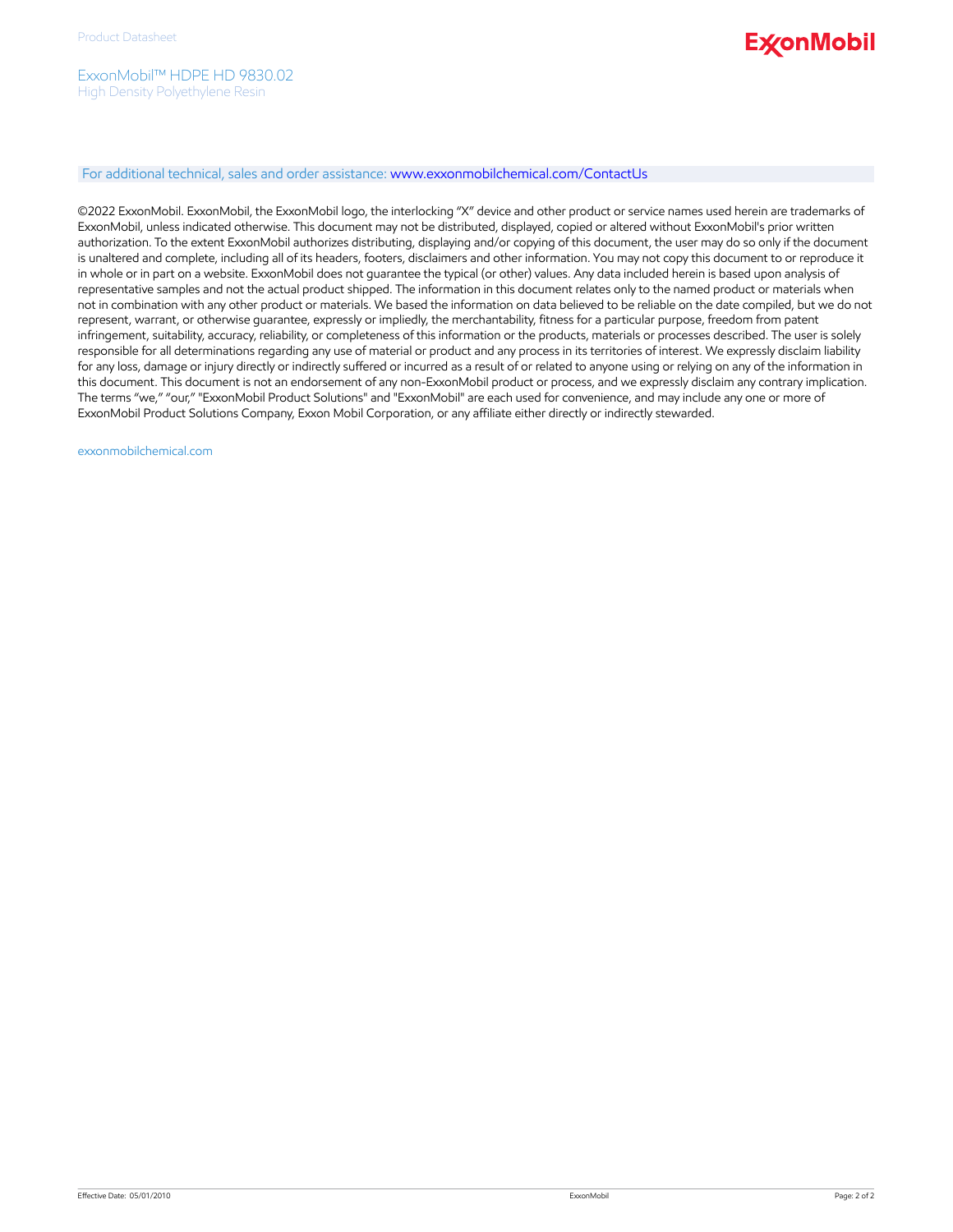For additional technical, sales and order assistance: www.exxonmobilchemical.com/ContactUs

©2022 ExxonMobil. ExxonMobil, the ExxonMobil logo, the interlocking "X" device and other product or service names used herein are trademarks of ExxonMobil, unless indicated otherwise. This document may not be distributed, displayed, copied or altered without ExxonMobil's prior written authorization. To the extent ExxonMobil authorizes distributing, displaying and/or copying of this document, the user may do so only if the document is unaltered and complete, including all of its headers, footers, disclaimers and other information. You may not copy this document to or reproduce it in whole or in part on a website. ExxonMobil does not guarantee the typical (or other) values. Any data included herein is based upon analysis of representative samples and not the actual product shipped. The information in this document relates only to the named product or materials when not in combination with any other product or materials. We based the information on data believed to be reliable on the date compiled, but we do not represent, warrant, or otherwise guarantee, expressly or impliedly, the merchantability, fitness for a particular purpose, freedom from patent infringement, suitability, accuracy, reliability, or completeness of this information or the products, materials or processes described. The user is solely responsible for all determinations regarding any use of material or product and any process in its territories of interest. We expressly disclaim liability for any loss, damage or injury directly or indirectly suffered or incurred as a result of or related to anyone using or relying on any of the information in this document. This document is not an endorsement of any non-ExxonMobil product or process, and we expressly disclaim any contrary implication. The terms "we," "our," "ExxonMobil Product Solutions" and "ExxonMobil" are each used for convenience, and may include any one or more of ExxonMobil Product Solutions Company, Exxon Mobil Corporation, or any affiliate either directly or indirectly stewarded.

exxonmobilchemical.com